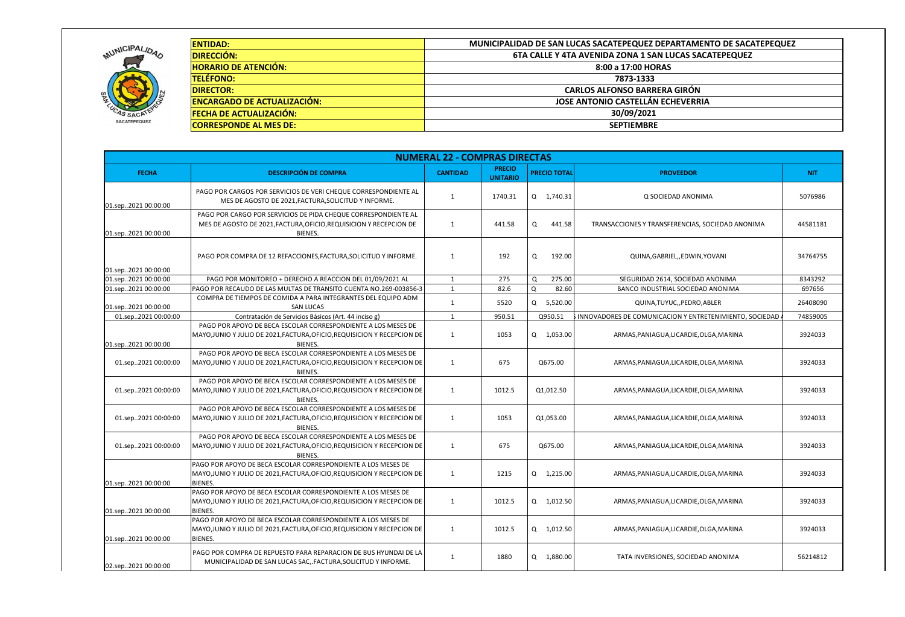| | |
|---|---|
| **ENTIDAD:** | **MUNICIPALIDAD DE SAN LUCAS SACATEPEQUEZ DEPARTAMENTO DE SACATEPEQUEZ** |
| **DIRECCIÓN:** | **6TA CALLE Y 4TA AVENIDA ZONA 1 SAN LUCAS SACATEPEQUEZ** |
| **HORARIO DE ATENCIÓN:** | **8:00 a 17:00 HORAS** |
| **TELÉFONO:** | **7873-1333** |
| **DIRECTOR:** | **CARLOS ALFONSO BARRERA GIRÓN** |
| **ENCARGADO DE ACTUALIZACIÓN:** | **JOSE ANTONIO CASTELLÁN ECHEVERRIA** |
| **FECHA DE ACTUALIZACIÓN:** | **30/09/2021** |
| **CORRESPONDE AL MES DE:** | **SEPTIEMBRE** |

## NUMERAL 22 - COMPRAS DIRECTAS

| FECHA | DESCRIPCIÓN DE COMPRA | CANTIDAD | PRECIO UNITARIO | PRECIO TOTAL | PROVEEDOR | NIT |
|---|---|---|---|---|---|---|
| 01.sep..2021 00:00:00 | PAGO POR CARGOS POR SERVICIOS DE VERI CHEQUE CORRESPONDIENTE AL MES DE AGOSTO DE 2021,FACTURA,SOLICITUD Y INFORME. | 1 | 1740.31 | Q 1,740.31 | Q SOCIEDAD ANONIMA | 5076986 |
| 01.sep..2021 00:00:00 | PAGO POR CARGO POR SERVICIOS DE PIDA CHEQUE CORRESPONDIENTE AL MES DE AGOSTO DE 2021,FACTURA,OFICIO,REQUISICION Y RECEPCION DE BIENES. | 1 | 441.58 | Q 441.58 | TRANSACCIONES Y TRANSFERENCIAS, SOCIEDAD ANONIMA | 44581181 |
| 01.sep..2021 00:00:00 | PAGO POR COMPRA DE 12 REFACCIONES,FACTURA,SOLICITUD Y INFORME. | 1 | 192 | Q 192.00 | QUINA,GABRIEL,,EDWIN,YOVANI | 34764755 |
| 01.sep..2021 00:00:00 | PAGO POR MONITOREO + DERECHO A REACCION DEL 01/09/2021 AL | 1 | 275 | Q 275.00 | SEGURIDAD 2614, SOCIEDAD ANONIMA | 8343292 |
| 01.sep..2021 00:00:00 | PAGO POR RECAUDO DE LAS MULTAS DE TRANSITO CUENTA NO.269-003856-3 | 1 | 82.6 | Q 82.60 | BANCO INDUSTRIAL SOCIEDAD ANONIMA | 697656 |
| 01.sep..2021 00:00:00 | COMPRA DE TIEMPOS DE COMIDA A PARA INTEGRANTES DEL EQUIPO ADM SAN LUCAS | 1 | 5520 | Q 5,520.00 | QUINA,TUYUC,,PEDRO,ABLER | 26408090 |
| 01.sep..2021 00:00:00 | Contratación de Servicios Básicos (Art. 44 inciso g) | 1 | 950.51 | Q950.51 | INNOVADORES DE COMUNICACION Y ENTRETENIMIENTO, SOCIEDAD | 74859005 |
| 01.sep..2021 00:00:00 | PAGO POR APOYO DE BECA ESCOLAR CORRESPONDIENTE A LOS MESES DE MAYO,JUNIO Y JULIO DE 2021,FACTURA,OFICIO,REQUISICION Y RECEPCION DE BIENES. | 1 | 1053 | Q 1,053.00 | ARMAS,PANIAGUA,LICARDIE,OLGA,MARINA | 3924033 |
| 01.sep..2021 00:00:00 | PAGO POR APOYO DE BECA ESCOLAR CORRESPONDIENTE A LOS MESES DE MAYO,JUNIO Y JULIO DE 2021,FACTURA,OFICIO,REQUISICION Y RECEPCION DE BIENES. | 1 | 675 | Q675.00 | ARMAS,PANIAGUA,LICARDIE,OLGA,MARINA | 3924033 |
| 01.sep..2021 00:00:00 | PAGO POR APOYO DE BECA ESCOLAR CORRESPONDIENTE A LOS MESES DE MAYO,JUNIO Y JULIO DE 2021,FACTURA,OFICIO,REQUISICION Y RECEPCION DE BIENES. | 1 | 1012.5 | Q1,012.50 | ARMAS,PANIAGUA,LICARDIE,OLGA,MARINA | 3924033 |
| 01.sep..2021 00:00:00 | PAGO POR APOYO DE BECA ESCOLAR CORRESPONDIENTE A LOS MESES DE MAYO,JUNIO Y JULIO DE 2021,FACTURA,OFICIO,REQUISICION Y RECEPCION DE BIENES. | 1 | 1053 | Q1,053.00 | ARMAS,PANIAGUA,LICARDIE,OLGA,MARINA | 3924033 |
| 01.sep..2021 00:00:00 | PAGO POR APOYO DE BECA ESCOLAR CORRESPONDIENTE A LOS MESES DE MAYO,JUNIO Y JULIO DE 2021,FACTURA,OFICIO,REQUISICION Y RECEPCION DE BIENES. | 1 | 675 | Q675.00 | ARMAS,PANIAGUA,LICARDIE,OLGA,MARINA | 3924033 |
| 01.sep..2021 00:00:00 | PAGO POR APOYO DE BECA ESCOLAR CORRESPONDIENTE A LOS MESES DE MAYO,JUNIO Y JULIO DE 2021,FACTURA,OFICIO,REQUISICION Y RECEPCION DE BIENES. | 1 | 1215 | Q 1,215.00 | ARMAS,PANIAGUA,LICARDIE,OLGA,MARINA | 3924033 |
| 01.sep..2021 00:00:00 | PAGO POR APOYO DE BECA ESCOLAR CORRESPONDIENTE A LOS MESES DE MAYO,JUNIO Y JULIO DE 2021,FACTURA,OFICIO,REQUISICION Y RECEPCION DE BIENES. | 1 | 1012.5 | Q 1,012.50 | ARMAS,PANIAGUA,LICARDIE,OLGA,MARINA | 3924033 |
| 01.sep..2021 00:00:00 | PAGO POR APOYO DE BECA ESCOLAR CORRESPONDIENTE A LOS MESES DE MAYO,JUNIO Y JULIO DE 2021,FACTURA,OFICIO,REQUISICION Y RECEPCION DE BIENES. | 1 | 1012.5 | Q 1,012.50 | ARMAS,PANIAGUA,LICARDIE,OLGA,MARINA | 3924033 |
| 02.sep..2021 00:00:00 | PAGO POR COMPRA DE REPUESTO PARA REPARACION DE BUS HYUNDAI DE LA MUNICIPALIDAD DE SAN LUCAS SAC,.FACTURA,SOLICITUD Y INFORME. | 1 | 1880 | Q 1,880.00 | TATA INVERSIONES, SOCIEDAD ANONIMA | 56214812 |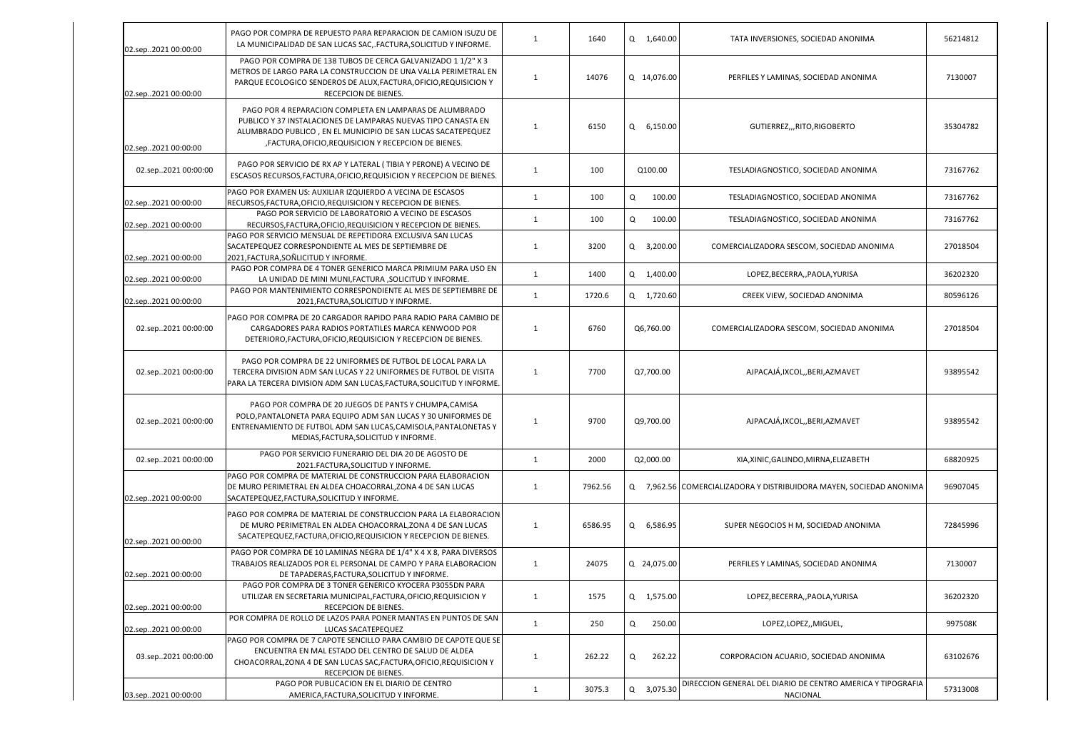| | | | | | | |
|---|---|---|---|---|---|---|
| 02.sep..2021 00:00:00 | PAGO POR COMPRA DE REPUESTO PARA REPARACION DE CAMION ISUZU DE LA MUNICIPALIDAD DE SAN LUCAS SAC,.FACTURA,SOLICITUD Y INFORME. | 1 | 1640 | Q 1,640.00 | TATA INVERSIONES, SOCIEDAD ANONIMA | 56214812 |
| 02.sep..2021 00:00:00 | PAGO POR COMPRA DE 138 TUBOS DE CERCA GALVANIZADO 1 1/2" X 3 METROS DE LARGO PARA LA CONSTRUCCION DE UNA VALLA PERIMETRAL EN PARQUE ECOLOGICO SENDEROS DE ALUX,FACTURA,OFICIO,REQUISICION Y RECEPCION DE BIENES. | 1 | 14076 | Q 14,076.00 | PERFILES Y LAMINAS, SOCIEDAD ANONIMA | 7130007 |
| 02.sep..2021 00:00:00 | PAGO POR 4 REPARACION COMPLETA EN LAMPARAS DE ALUMBRADO PUBLICO Y 37 INSTALACIONES DE LAMPARAS NUEVAS TIPO CANASTA EN ALUMBRADO PUBLICO , EN EL MUNICIPIO DE SAN LUCAS SACATEPEQUEZ ,FACTURA,OFICIO,REQUISICION Y RECEPCION DE BIENES. | 1 | 6150 | Q 6,150.00 | GUTIERREZ,,,RITO,RIGOBERTO | 35304782 |
| 02.sep..2021 00:00:00 | PAGO POR SERVICIO DE RX AP Y LATERAL ( TIBIA Y PERONE) A VECINO DE ESCASOS RECURSOS,FACTURA,OFICIO,REQUISICION Y RECEPCION DE BIENES. | 1 | 100 | Q100.00 | TESLADIAGNOSTICO, SOCIEDAD ANONIMA | 73167762 |
| 02.sep..2021 00:00:00 | PAGO POR EXAMEN US: AUXILIAR IZQUIERDO A VECINA DE ESCASOS RECURSOS,FACTURA,OFICIO,REQUISICION Y RECEPCION DE BIENES. | 1 | 100 | Q 100.00 | TESLADIAGNOSTICO, SOCIEDAD ANONIMA | 73167762 |
| 02.sep..2021 00:00:00 | PAGO POR SERVICIO DE LABORATORIO A VECINO DE ESCASOS RECURSOS,FACTURA,OFICIO,REQUISICION Y RECEPCION DE BIENES. | 1 | 100 | Q 100.00 | TESLADIAGNOSTICO, SOCIEDAD ANONIMA | 73167762 |
| 02.sep..2021 00:00:00 | PAGO POR SERVICIO MENSUAL DE REPETIDORA EXCLUSIVA SAN LUCAS SACATEPEQUEZ CORRESPONDIENTE AL MES DE SEPTIEMBRE DE 2021,FACTURA,SOÑLICITUD Y INFORME. | 1 | 3200 | Q 3,200.00 | COMERCIALIZADORA SESCOM, SOCIEDAD ANONIMA | 27018504 |
| 02.sep..2021 00:00:00 | PAGO POR COMPRA DE 4 TONER GENERICO MARCA PRIMIUM PARA USO EN LA UNIDAD DE MINI MUNI,FACTURA ,SOLICITUD Y INFORME. | 1 | 1400 | Q 1,400.00 | LOPEZ,BECERRA,,PAOLA,YURISA | 36202320 |
| 02.sep..2021 00:00:00 | PAGO POR MANTENIMIENTO CORRESPONDIENTE AL MES DE SEPTIEMBRE DE 2021,FACTURA,SOLICITUD Y INFORME. | 1 | 1720.6 | Q 1,720.60 | CREEK VIEW, SOCIEDAD ANONIMA | 80596126 |
| 02.sep..2021 00:00:00 | PAGO POR COMPRA DE 20 CARGADOR RAPIDO PARA RADIO PARA CAMBIO DE CARGADORES PARA RADIOS PORTATILES MARCA KENWOOD POR DETERIORO,FACTURA,OFICIO,REQUISICION Y RECEPCION DE BIENES. | 1 | 6760 | Q6,760.00 | COMERCIALIZADORA SESCOM, SOCIEDAD ANONIMA | 27018504 |
| 02.sep..2021 00:00:00 | PAGO POR COMPRA DE 22 UNIFORMES DE FUTBOL DE LOCAL PARA LA TERCERA DIVISION ADM SAN LUCAS Y 22 UNIFORMES DE FUTBOL DE VISITA PARA LA TERCERA DIVISION ADM SAN LUCAS,FACTURA,SOLICITUD Y INFORME. | 1 | 7700 | Q7,700.00 | AJPACAJÁ,IXCOL,,BERI,AZMAVET | 93895542 |
| 02.sep..2021 00:00:00 | PAGO POR COMPRA DE 20 JUEGOS DE PANTS Y CHUMPA,CAMISA POLO,PANTALONETA PARA EQUIPO ADM SAN LUCAS Y 30 UNIFORMES DE ENTRENAMIENTO DE FUTBOL ADM SAN LUCAS,CAMISOLA,PANTALONETAS Y MEDIAS,FACTURA,SOLICITUD Y INFORME. | 1 | 9700 | Q9,700.00 | AJPACAJÁ,IXCOL,,BERI,AZMAVET | 93895542 |
| 02.sep..2021 00:00:00 | PAGO POR SERVICIO FUNERARIO DEL DIA 20 DE AGOSTO DE 2021.FACTURA,SOLICITUD Y INFORME. | 1 | 2000 | Q2,000.00 | XIA,XINIC,GALINDO,MIRNA,ELIZABETH | 68820925 |
| 02.sep..2021 00:00:00 | PAGO POR COMPRA DE MATERIAL DE CONSTRUCCION PARA ELABORACION DE MURO PERIMETRAL EN ALDEA CHOACORRAL,ZONA 4 DE SAN LUCAS SACATEPEQUEZ,FACTURA,SOLICITUD Y INFORME. | 1 | 7962.56 | Q 7,962.56 | COMERCIALIZADORA Y DISTRIBUIDORA MAYEN, SOCIEDAD ANONIMA | 96907045 |
| 02.sep..2021 00:00:00 | PAGO POR COMPRA DE MATERIAL DE CONSTRUCCION PARA LA ELABORACION DE MURO PERIMETRAL EN ALDEA CHOACORRAL,ZONA 4 DE SAN LUCAS SACATEPEQUEZ,FACTURA,OFICIO,REQUISICION Y RECEPCION DE BIENES. | 1 | 6586.95 | Q 6,586.95 | SUPER NEGOCIOS H M, SOCIEDAD ANONIMA | 72845996 |
| 02.sep..2021 00:00:00 | PAGO POR COMPRA DE 10 LAMINAS NEGRA DE 1/4" X 4 X 8, PARA DIVERSOS TRABAJOS REALIZADOS POR EL PERSONAL DE CAMPO Y PARA ELABORACION DE TAPADERAS,FACTURA,SOLICITUD Y INFORME. | 1 | 24075 | Q 24,075.00 | PERFILES Y LAMINAS, SOCIEDAD ANONIMA | 7130007 |
| 02.sep..2021 00:00:00 | PAGO POR COMPRA DE 3 TONER GENERICO KYOCERA P3055DN PARA UTILIZAR EN SECRETARIA MUNICIPAL,FACTURA,OFICIO,REQUISICION Y RECEPCION DE BIENES. | 1 | 1575 | Q 1,575.00 | LOPEZ,BECERRA,,PAOLA,YURISA | 36202320 |
| 02.sep..2021 00:00:00 | POR COMPRA DE ROLLO DE LAZOS PARA PONER MANTAS EN PUNTOS DE SAN LUCAS SACATEPEQUEZ | 1 | 250 | Q 250.00 | LOPEZ,LOPEZ,,MIGUEL, | 997508K |
| 03.sep..2021 00:00:00 | PAGO POR COMPRA DE 7 CAPOTE SENCILLO PARA CAMBIO DE CAPOTE QUE SE ENCUENTRA EN MAL ESTADO DEL CENTRO DE SALUD DE ALDEA CHOACORRAL,ZONA 4 DE SAN LUCAS SAC,FACTURA,OFICIO,REQUISICION Y RECEPCION DE BIENES. | 1 | 262.22 | Q 262.22 | CORPORACION ACUARIO, SOCIEDAD ANONIMA | 63102676 |
| 03.sep..2021 00:00:00 | PAGO POR PUBLICACION EN EL DIARIO DE CENTRO AMERICA,FACTURA,SOLICITUD Y INFORME. | 1 | 3075.3 | Q 3,075.30 | DIRECCION GENERAL DEL DIARIO DE CENTRO AMERICA Y TIPOGRAFIA NACIONAL | 57313008 |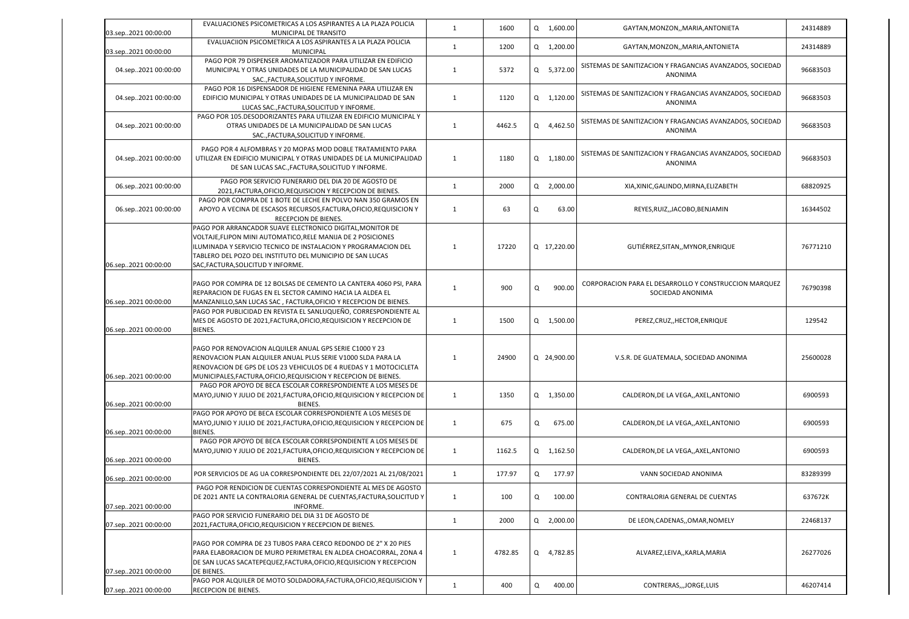| | | | | | | |
|---|---|---|---|---|---|---|
| 03.sep..2021 00:00:00 | EVALUACIONES PSICOMETRICAS A LOS ASPIRANTES A LA PLAZA POLICIA MUNICIPAL DE TRANSITO | 1 | 1600 | Q 1,600.00 | GAYTAN,MONZON,,MARIA,ANTONIETA | 24314889 |
| 03.sep..2021 00:00:00 | EVALUACIION PSICOMETRICA A LOS ASPIRANTES A LA PLAZA POLICIA MUNICIPAL | 1 | 1200 | Q 1,200.00 | GAYTAN,MONZON,,MARIA,ANTONIETA | 24314889 |
| 04.sep..2021 00:00:00 | PAGO POR 79 DISPENSER AROMATIZADOR PARA UTILIZAR EN EDIFICIO MUNICIPAL Y OTRAS UNIDADES DE LA MUNICIPALIDAD DE SAN LUCAS SAC.,FACTURA,SOLICITUD Y INFORME. | 1 | 5372 | Q 5,372.00 | SISTEMAS DE SANITIZACION Y FRAGANCIAS AVANZADOS, SOCIEDAD ANONIMA | 96683503 |
| 04.sep..2021 00:00:00 | PAGO POR 16 DISPENSADOR DE HIGIENE FEMENINA PARA UTILIZAR EN EDIFICIO MUNICIPAL Y OTRAS UNIDADES DE LA MUNICIPALIDAD DE SAN LUCAS SAC.,FACTURA,SOLICITUD Y INFORME. | 1 | 1120 | Q 1,120.00 | SISTEMAS DE SANITIZACION Y FRAGANCIAS AVANZADOS, SOCIEDAD ANONIMA | 96683503 |
| 04.sep..2021 00:00:00 | PAGO POR 105.DESODORIZANTES PARA UTILIZAR EN EDIFICIO MUNICIPAL Y OTRAS UNIDADES DE LA MUNICIPALIDAD DE SAN LUCAS SAC.,FACTURA,SOLICITUD Y INFORME. | 1 | 4462.5 | Q 4,462.50 | SISTEMAS DE SANITIZACION Y FRAGANCIAS AVANZADOS, SOCIEDAD ANONIMA | 96683503 |
| 04.sep..2021 00:00:00 | PAGO POR 4 ALFOMBRAS Y 20 MOPAS MOD DOBLE TRATAMIENTO PARA UTILIZAR EN EDIFICIO MUNICIPAL Y OTRAS UNIDADES DE LA MUNICIPALIDAD DE SAN LUCAS SAC.,FACTURA,SOLICITUD Y INFORME. | 1 | 1180 | Q 1,180.00 | SISTEMAS DE SANITIZACION Y FRAGANCIAS AVANZADOS, SOCIEDAD ANONIMA | 96683503 |
| 06.sep..2021 00:00:00 | PAGO POR SERVICIO FUNERARIO DEL DIA 20 DE AGOSTO DE 2021,FACTURA,OFICIO,REQUISICION Y RECEPCION DE BIENES. | 1 | 2000 | Q 2,000.00 | XIA,XINIC,GALINDO,MIRNA,ELIZABETH | 68820925 |
| 06.sep..2021 00:00:00 | PAGO POR COMPRA DE 1 BOTE DE LECHE EN POLVO NAN 350 GRAMOS EN APOYO A VECINA DE ESCASOS RECURSOS,FACTURA,OFICIO,REQUISICION Y RECEPCION DE BIENES. | 1 | 63 | Q 63.00 | REYES,RUIZ,,JACOBO,BENJAMIN | 16344502 |
| 06.sep..2021 00:00:00 | PAGO POR ARRANCADOR SUAVE ELECTRONICO DIGITAL,MONITOR DE VOLTAJE,FLIPON MINI AUTOMATICO,RELE MANIJA DE 2 POSICIONES ILUMINADA Y SERVICIO TECNICO DE INSTALACION Y PROGRAMACION DEL TABLERO DEL POZO DEL INSTITUTO DEL MUNICIPIO DE SAN LUCAS SAC,FACTURA,SOLICITUD Y INFORME. | 1 | 17220 | Q 17,220.00 | GUTIÉRREZ,SITAN,,MYNOR,ENRIQUE | 76771210 |
| 06.sep..2021 00:00:00 | PAGO POR COMPRA DE 12 BOLSAS DE CEMENTO LA CANTERA 4060 PSI, PARA REPARACION DE FUGAS EN EL SECTOR CAMINO HACIA LA ALDEA EL MANZANILLO,SAN LUCAS SAC , FACTURA,OFICIO Y RECEPCION DE BIENES. | 1 | 900 | Q 900.00 | CORPORACION PARA EL DESARROLLO Y CONSTRUCCION MARQUEZ SOCIEDAD ANONIMA | 76790398 |
| 06.sep..2021 00:00:00 | PAGO POR PUBLICIDAD EN REVISTA EL SANLUQUEÑO, CORRESPONDIENTE AL MES DE AGOSTO DE 2021,FACTURA,OFICIO,REQUISICION Y RECEPCION DE BIENES. | 1 | 1500 | Q 1,500.00 | PEREZ,CRUZ,,HECTOR,ENRIQUE | 129542 |
| 06.sep..2021 00:00:00 | PAGO POR RENOVACION ALQUILER ANUAL GPS SERIE C1000 Y 23 RENOVACION PLAN ALQUILER ANUAL PLUS SERIE V1000 SLDA PARA LA RENOVACION DE GPS DE LOS 23 VEHICULOS DE 4 RUEDAS Y 1 MOTOCICLETA MUNICIPALES,FACTURA,OFICIO,REQUISICION Y RECEPCION DE BIENES. | 1 | 24900 | Q 24,900.00 | V.S.R. DE GUATEMALA, SOCIEDAD ANONIMA | 25600028 |
| 06.sep..2021 00:00:00 | PAGO POR APOYO DE BECA ESCOLAR CORRESPONDIENTE A LOS MESES DE MAYO,JUNIO Y JULIO DE 2021,FACTURA,OFICIO,REQUISICION Y RECEPCION DE BIENES. | 1 | 1350 | Q 1,350.00 | CALDERON,DE LA VEGA,,AXEL,ANTONIO | 6900593 |
| 06.sep..2021 00:00:00 | PAGO POR APOYO DE BECA ESCOLAR CORRESPONDIENTE A LOS MESES DE MAYO,JUNIO Y JULIO DE 2021,FACTURA,OFICIO,REQUISICION Y RECEPCION DE BIENES. | 1 | 675 | Q 675.00 | CALDERON,DE LA VEGA,,AXEL,ANTONIO | 6900593 |
| 06.sep..2021 00:00:00 | PAGO POR APOYO DE BECA ESCOLAR CORRESPONDIENTE A LOS MESES DE MAYO,JUNIO Y JULIO DE 2021,FACTURA,OFICIO,REQUISICION Y RECEPCION DE BIENES. | 1 | 1162.5 | Q 1,162.50 | CALDERON,DE LA VEGA,,AXEL,ANTONIO | 6900593 |
| 06.sep..2021 00:00:00 | POR SERVICIOS DE AG UA CORRESPONDIENTE DEL 22/07/2021 AL 21/08/2021 | 1 | 177.97 | Q 177.97 | VANN SOCIEDAD ANONIMA | 83289399 |
| 07.sep..2021 00:00:00 | PAGO POR RENDICION DE CUENTAS CORRESPONDIENTE AL MES DE AGOSTO DE 2021 ANTE LA CONTRALORIA GENERAL DE CUENTAS,FACTURA,SOLICITUD Y INFORME. | 1 | 100 | Q 100.00 | CONTRALORIA GENERAL DE CUENTAS | 637672K |
| 07.sep..2021 00:00:00 | PAGO POR SERVICIO FUNERARIO DEL DIA 31 DE AGOSTO DE 2021,FACTURA,OFICIO,REQUISICION Y RECEPCION DE BIENES. | 1 | 2000 | Q 2,000.00 | DE LEON,CADENAS,,OMAR,NOMELY | 22468137 |
| 07.sep..2021 00:00:00 | PAGO POR COMPRA DE 23 TUBOS PARA CERCO REDONDO DE 2" X 20 PIES PARA ELABORACION DE MURO PERIMETRAL EN ALDEA CHOACORRAL, ZONA 4 DE SAN LUCAS SACATEPEQUEZ,FACTURA,OFICIO,REQUISICION Y RECEPCION DE BIENES. | 1 | 4782.85 | Q 4,782.85 | ALVAREZ,LEIVA,,KARLA,MARIA | 26277026 |
| 07.sep..2021 00:00:00 | PAGO POR ALQUILER DE MOTO SOLDADORA,FACTURA,OFICIO,REQUISICION Y RECEPCION DE BIENES. | 1 | 400 | Q 400.00 | CONTRERAS,,,JORGE,LUIS | 46207414 |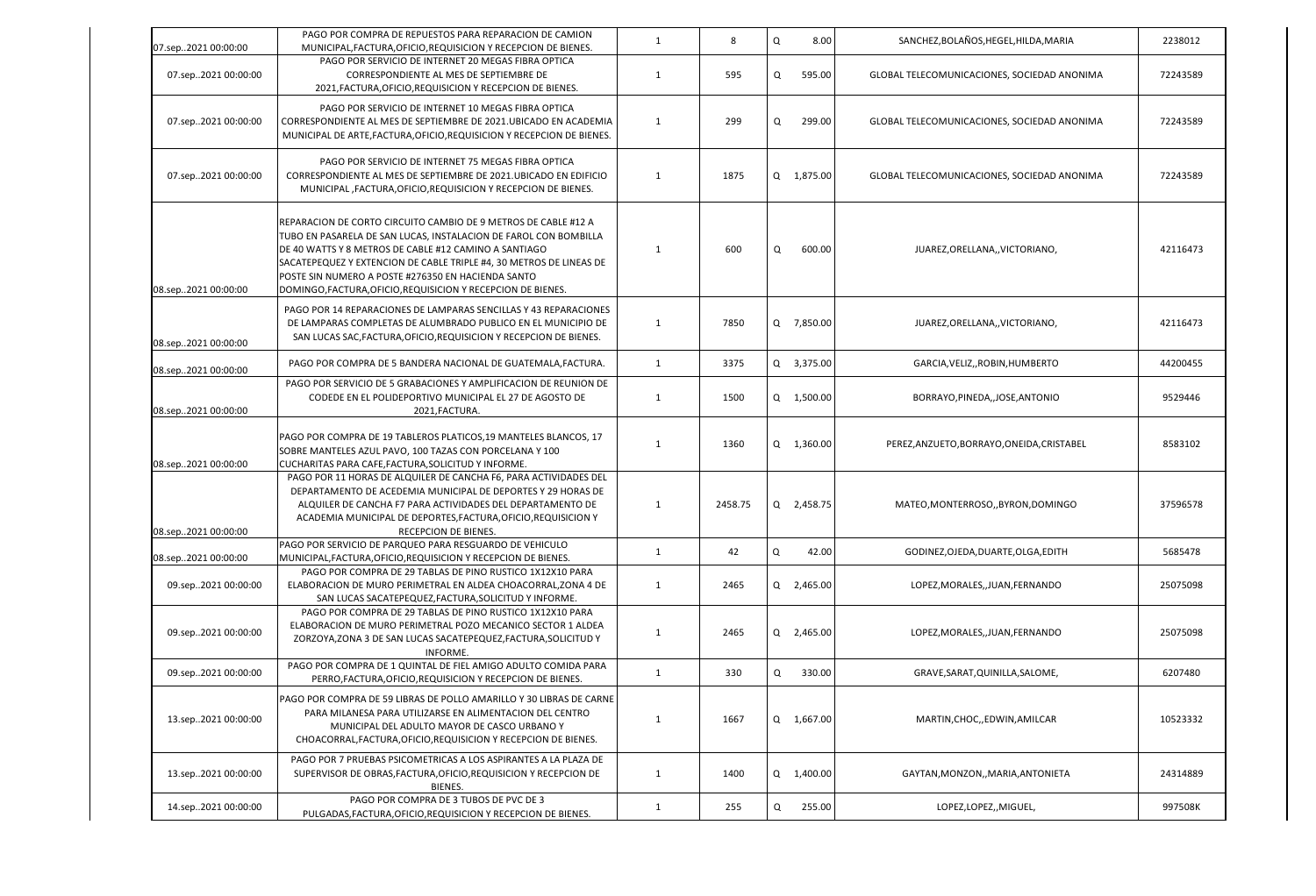| | | | | | | |
|---|---|---|---|---|---|---|
| 07.sep..2021 00:00:00 | PAGO POR COMPRA DE REPUESTOS PARA REPARACION DE CAMION MUNICIPAL,FACTURA,OFICIO,REQUISICION Y RECEPCION DE BIENES. | 1 | 8 | Q 8.00 | SANCHEZ,BOLAÑOS,HEGEL,HILDA,MARIA | 2238012 |
| 07.sep..2021 00:00:00 | PAGO POR SERVICIO DE INTERNET 20 MEGAS FIBRA OPTICA CORRESPONDIENTE AL MES DE SEPTIEMBRE DE 2021,FACTURA,OFICIO,REQUISICION Y RECEPCION DE BIENES. | 1 | 595 | Q 595.00 | GLOBAL TELECOMUNICACIONES, SOCIEDAD ANONIMA | 72243589 |
| 07.sep..2021 00:00:00 | PAGO POR SERVICIO DE INTERNET 10 MEGAS FIBRA OPTICA CORRESPONDIENTE AL MES DE SEPTIEMBRE DE 2021.UBICADO EN ACADEMIA MUNICIPAL DE ARTE,FACTURA,OFICIO,REQUISICION Y RECEPCION DE BIENES. | 1 | 299 | Q 299.00 | GLOBAL TELECOMUNICACIONES, SOCIEDAD ANONIMA | 72243589 |
| 07.sep..2021 00:00:00 | PAGO POR SERVICIO DE INTERNET 75 MEGAS FIBRA OPTICA CORRESPONDIENTE AL MES DE SEPTIEMBRE DE 2021.UBICADO EN EDIFICIO MUNICIPAL ,FACTURA,OFICIO,REQUISICION Y RECEPCION DE BIENES. | 1 | 1875 | Q 1,875.00 | GLOBAL TELECOMUNICACIONES, SOCIEDAD ANONIMA | 72243589 |
| 08.sep..2021 00:00:00 | REPARACION DE CORTO CIRCUITO CAMBIO DE 9 METROS DE CABLE #12 A TUBO EN PASARELA DE SAN LUCAS, INSTALACION DE FAROL CON BOMBILLA DE 40 WATTS Y 8 METROS DE CABLE #12 CAMINO A SANTIAGO SACATEPEQUEZ Y EXTENCION DE CABLE TRIPLE #4, 30 METROS DE LINEAS DE POSTE SIN NUMERO A POSTE #276350 EN HACIENDA SANTO DOMINGO,FACTURA,OFICIO,REQUISICION Y RECEPCION DE BIENES. | 1 | 600 | Q 600.00 | JUAREZ,ORELLANA,,VICTORIANO, | 42116473 |
| 08.sep..2021 00:00:00 | PAGO POR 14 REPARACIONES DE LAMPARAS SENCILLAS Y 43 REPARACIONES DE LAMPARAS COMPLETAS DE ALUMBRADO PUBLICO EN EL MUNICIPIO DE SAN LUCAS SAC,FACTURA,OFICIO,REQUISICION Y RECEPCION DE BIENES. | 1 | 7850 | Q 7,850.00 | JUAREZ,ORELLANA,,VICTORIANO, | 42116473 |
| 08.sep..2021 00:00:00 | PAGO POR COMPRA DE 5 BANDERA NACIONAL DE GUATEMALA,FACTURA. | 1 | 3375 | Q 3,375.00 | GARCIA,VELIZ,,ROBIN,HUMBERTO | 44200455 |
| 08.sep..2021 00:00:00 | PAGO POR SERVICIO DE 5 GRABACIONES Y AMPLIFICACION DE REUNION DE CODEDE EN EL POLIDEPORTIVO MUNICIPAL EL 27 DE AGOSTO DE 2021,FACTURA. | 1 | 1500 | Q 1,500.00 | BORRAYO,PINEDA,,JOSE,ANTONIO | 9529446 |
| 08.sep..2021 00:00:00 | PAGO POR COMPRA DE 19 TABLEROS PLATICOS,19 MANTELES BLANCOS, 17 SOBRE MANTELES AZUL PAVO, 100 TAZAS CON PORCELANA Y 100 CUCHARITAS PARA CAFE,FACTURA,SOLICITUD Y INFORME. | 1 | 1360 | Q 1,360.00 | PEREZ,ANZUETO,BORRAYO,ONEIDA,CRISTABEL | 8583102 |
| 08.sep..2021 00:00:00 | PAGO POR 11 HORAS DE ALQUILER DE CANCHA F6, PARA ACTIVIDADES DEL DEPARTAMENTO DE ACEDEMIA MUNICIPAL DE DEPORTES Y 29 HORAS DE ALQUILER DE CANCHA F7 PARA ACTIVIDADES DEL DEPARTAMENTO DE ACADEMIA MUNICIPAL DE DEPORTES,FACTURA,OFICIO,REQUISICION Y RECEPCION DE BIENES. | 1 | 2458.75 | Q 2,458.75 | MATEO,MONTERROSO,,BYRON,DOMINGO | 37596578 |
| 08.sep..2021 00:00:00 | PAGO POR SERVICIO DE PARQUEO PARA RESGUARDO DE VEHICULO MUNICIPAL,FACTURA,OFICIO,REQUISICION Y RECEPCION DE BIENES. | 1 | 42 | Q 42.00 | GODINEZ,OJEDA,DUARTE,OLGA,EDITH | 5685478 |
| 09.sep..2021 00:00:00 | PAGO POR COMPRA DE 29 TABLAS DE PINO RUSTICO 1X12X10 PARA ELABORACION DE MURO PERIMETRAL EN ALDEA CHOACORRAL,ZONA 4 DE SAN LUCAS SACATEPEQUEZ,FACTURA,SOLICITUD Y INFORME. | 1 | 2465 | Q 2,465.00 | LOPEZ,MORALES,,JUAN,FERNANDO | 25075098 |
| 09.sep..2021 00:00:00 | PAGO POR COMPRA DE 29 TABLAS DE PINO RUSTICO 1X12X10 PARA ELABORACION DE MURO PERIMETRAL POZO MECANICO SECTOR 1 ALDEA ZORZOYA,ZONA 3 DE SAN LUCAS SACATEPEQUEZ,FACTURA,SOLICITUD Y INFORME. | 1 | 2465 | Q 2,465.00 | LOPEZ,MORALES,,JUAN,FERNANDO | 25075098 |
| 09.sep..2021 00:00:00 | PAGO POR COMPRA DE 1 QUINTAL DE FIEL AMIGO ADULTO COMIDA PARA PERRO,FACTURA,OFICIO,REQUISICION Y RECEPCION DE BIENES. | 1 | 330 | Q 330.00 | GRAVE,SARAT,QUINILLA,SALOME, | 6207480 |
| 13.sep..2021 00:00:00 | PAGO POR COMPRA DE 59 LIBRAS DE POLLO AMARILLO Y 30 LIBRAS DE CARNE PARA MILANESA PARA UTILIZARSE EN ALIMENTACION DEL CENTRO MUNICIPAL DEL ADULTO MAYOR DE CASCO URBANO Y CHOACORRAL,FACTURA,OFICIO,REQUISICION Y RECEPCION DE BIENES. | 1 | 1667 | Q 1,667.00 | MARTIN,CHOC,,EDWIN,AMILCAR | 10523332 |
| 13.sep..2021 00:00:00 | PAGO POR 7 PRUEBAS PSICOMETRICAS A LOS ASPIRANTES A LA PLAZA DE SUPERVISOR DE OBRAS,FACTURA,OFICIO,REQUISICION Y RECEPCION DE BIENES. | 1 | 1400 | Q 1,400.00 | GAYTAN,MONZON,,MARIA,ANTONIETA | 24314889 |
| 14.sep..2021 00:00:00 | PAGO POR COMPRA DE 3 TUBOS DE PVC DE 3 PULGADAS,FACTURA,OFICIO,REQUISICION Y RECEPCION DE BIENES. | 1 | 255 | Q 255.00 | LOPEZ,LOPEZ,,MIGUEL, | 997508K |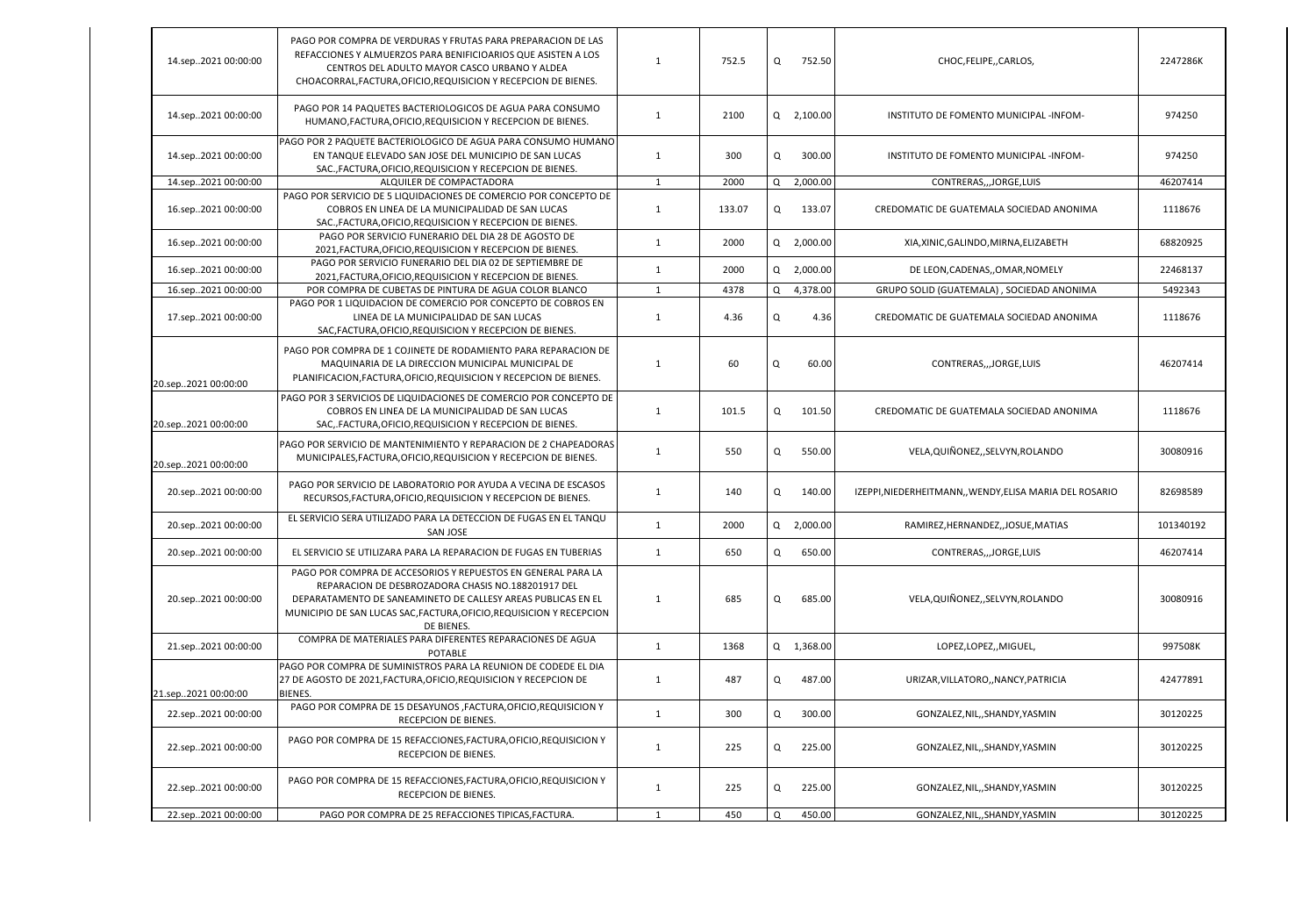| | | | | | | |
|---|---|---|---|---|---|---|
| 14.sep..2021 00:00:00 | PAGO POR COMPRA DE VERDURAS Y FRUTAS PARA PREPARACION DE LAS REFACCIONES Y ALMUERZOS PARA BENIFICIOARIOS QUE ASISTEN A LOS CENTROS DEL ADULTO MAYOR CASCO URBANO Y ALDEA CHOACORRAL,FACTURA,OFICIO,REQUISICION Y RECEPCION DE BIENES. | 1 | 752.5 | Q 752.50 | CHOC,FELIPE,,CARLOS, | 2247286K |
| 14.sep..2021 00:00:00 | PAGO POR 14 PAQUETES BACTERIOLOGICOS DE AGUA PARA CONSUMO HUMANO,FACTURA,OFICIO,REQUISICION Y RECEPCION DE BIENES. | 1 | 2100 | Q 2,100.00 | INSTITUTO DE FOMENTO MUNICIPAL -INFOM- | 974250 |
| 14.sep..2021 00:00:00 | PAGO POR 2 PAQUETE BACTERIOLOGICO DE AGUA PARA CONSUMO HUMANO EN TANQUE ELEVADO SAN JOSE DEL MUNICIPIO DE SAN LUCAS SAC.,FACTURA,OFICIO,REQUISICION Y RECEPCION DE BIENES. | 1 | 300 | Q 300.00 | INSTITUTO DE FOMENTO MUNICIPAL -INFOM- | 974250 |
| 14.sep..2021 00:00:00 | ALQUILER DE COMPACTADORA | 1 | 2000 | Q 2,000.00 | CONTRERAS,,,JORGE,LUIS | 46207414 |
| 16.sep..2021 00:00:00 | PAGO POR SERVICIO DE 5 LIQUIDACIONES DE COMERCIO POR CONCEPTO DE COBROS EN LINEA DE LA MUNICIPALIDAD DE SAN LUCAS SAC.,FACTURA,OFICIO,REQUISICION Y RECEPCION DE BIENES. | 1 | 133.07 | Q 133.07 | CREDOMATIC DE GUATEMALA SOCIEDAD ANONIMA | 1118676 |
| 16.sep..2021 00:00:00 | PAGO POR SERVICIO FUNERARIO DEL DIA 28 DE AGOSTO DE 2021,FACTURA,OFICIO,REQUISICION Y RECEPCION DE BIENES. | 1 | 2000 | Q 2,000.00 | XIA,XINIC,GALINDO,MIRNA,ELIZABETH | 68820925 |
| 16.sep..2021 00:00:00 | PAGO POR SERVICIO FUNERARIO DEL DIA 02 DE SEPTIEMBRE DE 2021,FACTURA,OFICIO,REQUISICION Y RECEPCION DE BIENES. | 1 | 2000 | Q 2,000.00 | DE LEON,CADENAS,,OMAR,NOMELY | 22468137 |
| 16.sep..2021 00:00:00 | POR COMPRA DE CUBETAS DE PINTURA DE AGUA COLOR BLANCO | 1 | 4378 | Q 4,378.00 | GRUPO SOLID (GUATEMALA) , SOCIEDAD ANONIMA | 5492343 |
| 17.sep..2021 00:00:00 | PAGO POR 1 LIQUIDACION DE COMERCIO POR CONCEPTO DE COBROS EN LINEA DE LA MUNICIPALIDAD DE SAN LUCAS SAC,FACTURA,OFICIO,REQUISICION Y RECEPCION DE BIENES. | 1 | 4.36 | Q 4.36 | CREDOMATIC DE GUATEMALA SOCIEDAD ANONIMA | 1118676 |
| 20.sep..2021 00:00:00 | PAGO POR COMPRA DE 1 COJINETE DE RODAMIENTO PARA REPARACION DE MAQUINARIA DE LA DIRECCION MUNICIPAL MUNICIPAL DE PLANIFICACION,FACTURA,OFICIO,REQUISICION Y RECEPCION DE BIENES. | 1 | 60 | Q 60.00 | CONTRERAS,,,JORGE,LUIS | 46207414 |
| 20.sep..2021 00:00:00 | PAGO POR 3 SERVICIOS DE LIQUIDACIONES DE COMERCIO POR CONCEPTO DE COBROS EN LINEA DE LA MUNICIPALIDAD DE SAN LUCAS SAC,.FACTURA,OFICIO,REQUISICION Y RECEPCION DE BIENES. | 1 | 101.5 | Q 101.50 | CREDOMATIC DE GUATEMALA SOCIEDAD ANONIMA | 1118676 |
| 20.sep..2021 00:00:00 | PAGO POR SERVICIO DE MANTENIMIENTO Y REPARACION DE 2 CHAPEADORAS MUNICIPALES,FACTURA,OFICIO,REQUISICION Y RECEPCION DE BIENES. | 1 | 550 | Q 550.00 | VELA,QUIÑONEZ,,SELVYN,ROLANDO | 30080916 |
| 20.sep..2021 00:00:00 | PAGO POR SERVICIO DE LABORATORIO POR AYUDA A VECINA DE ESCASOS RECURSOS,FACTURA,OFICIO,REQUISICION Y RECEPCION DE BIENES. | 1 | 140 | Q 140.00 | IZEPPI,NIEDERHEITMANN,,WENDY,ELISA MARIA DEL ROSARIO | 82698589 |
| 20.sep..2021 00:00:00 | EL SERVICIO SERA UTILIZADO PARA LA DETECCION DE FUGAS EN EL TANQU SAN JOSE | 1 | 2000 | Q 2,000.00 | RAMIREZ,HERNANDEZ,,JOSUE,MATIAS | 101340192 |
| 20.sep..2021 00:00:00 | EL SERVICIO SE UTILIZARA PARA LA REPARACION DE FUGAS EN TUBERIAS | 1 | 650 | Q 650.00 | CONTRERAS,,,JORGE,LUIS | 46207414 |
| 20.sep..2021 00:00:00 | PAGO POR COMPRA DE ACCESORIOS Y REPUESTOS EN GENERAL PARA LA REPARACION DE DESBROZADORA CHASIS NO.188201917 DEL DEPARATAMENTO DE SANEAMINETO DE CALLESY AREAS PUBLICAS EN EL MUNICIPIO DE SAN LUCAS SAC,FACTURA,OFICIO,REQUISICION Y RECEPCION DE BIENES. | 1 | 685 | Q 685.00 | VELA,QUIÑONEZ,,SELVYN,ROLANDO | 30080916 |
| 21.sep..2021 00:00:00 | COMPRA DE MATERIALES PARA DIFERENTES REPARACIONES DE AGUA POTABLE | 1 | 1368 | Q 1,368.00 | LOPEZ,LOPEZ,,MIGUEL, | 997508K |
| 21.sep..2021 00:00:00 | PAGO POR COMPRA DE SUMINISTROS PARA LA REUNION DE CODEDE EL DIA 27 DE AGOSTO DE 2021,FACTURA,OFICIO,REQUISICION Y RECEPCION DE BIENES. | 1 | 487 | Q 487.00 | URIZAR,VILLATORO,,NANCY,PATRICIA | 42477891 |
| 22.sep..2021 00:00:00 | PAGO POR COMPRA DE 15 DESAYUNOS ,FACTURA,OFICIO,REQUISICION Y RECEPCION DE BIENES. | 1 | 300 | Q 300.00 | GONZALEZ,NIL,,SHANDY,YASMIN | 30120225 |
| 22.sep..2021 00:00:00 | PAGO POR COMPRA DE 15 REFACCIONES,FACTURA,OFICIO,REQUISICION Y RECEPCION DE BIENES. | 1 | 225 | Q 225.00 | GONZALEZ,NIL,,SHANDY,YASMIN | 30120225 |
| 22.sep..2021 00:00:00 | PAGO POR COMPRA DE 15 REFACCIONES,FACTURA,OFICIO,REQUISICION Y RECEPCION DE BIENES. | 1 | 225 | Q 225.00 | GONZALEZ,NIL,,SHANDY,YASMIN | 30120225 |
| 22.sep..2021 00:00:00 | PAGO POR COMPRA DE 25 REFACCIONES TIPICAS,FACTURA. | 1 | 450 | Q 450.00 | GONZALEZ,NIL,,SHANDY,YASMIN | 30120225 |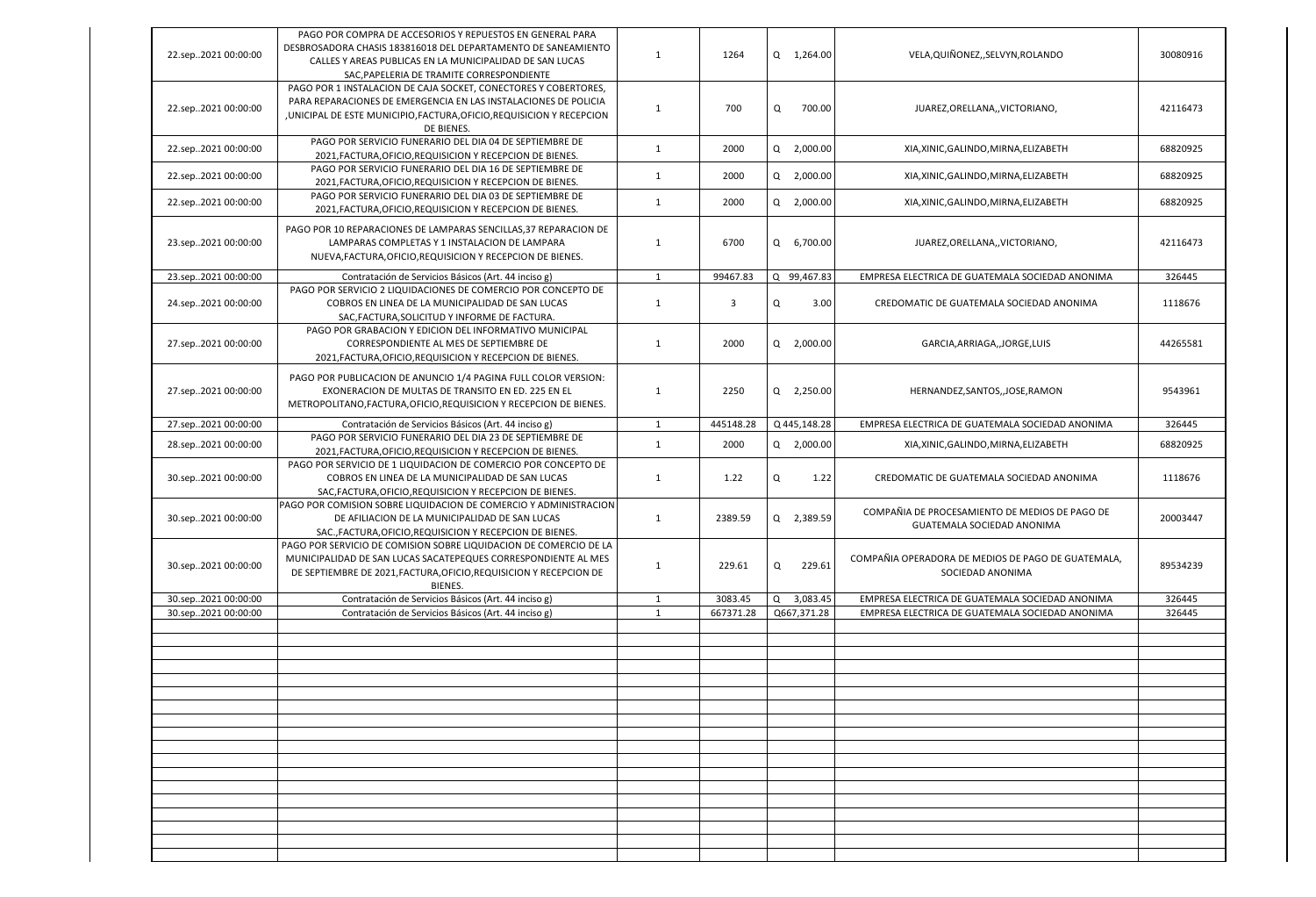| | | | | | | |
|---|---|---|---|---|---|---|
| 22.sep..2021 00:00:00 | PAGO POR COMPRA DE ACCESORIOS Y REPUESTOS EN GENERAL PARA DESBROSADORA CHASIS 183816018 DEL DEPARTAMENTO DE SANEAMIENTO CALLES Y AREAS PUBLICAS EN LA MUNICIPALIDAD DE SAN LUCAS SAC,PAPELERIA DE TRAMITE CORRESPONDIENTE | 1 | 1264 | Q 1,264.00 | VELA,QUIÑONEZ,,SELVYN,ROLANDO | 30080916 |
| 22.sep..2021 00:00:00 | PAGO POR 1 INSTALACION DE CAJA SOCKET, CONECTORES Y COBERTORES, PARA REPARACIONES DE EMERGENCIA EN LAS INSTALACIONES DE POLICIA ,UNICIPAL DE ESTE MUNICIPIO,FACTURA,OFICIO,REQUISICION Y RECEPCION DE BIENES. | 1 | 700 | Q 700.00 | JUAREZ,ORELLANA,,VICTORIANO, | 42116473 |
| 22.sep..2021 00:00:00 | PAGO POR SERVICIO FUNERARIO DEL DIA 04 DE SEPTIEMBRE DE 2021,FACTURA,OFICIO,REQUISICION Y RECEPCION DE BIENES. | 1 | 2000 | Q 2,000.00 | XIA,XINIC,GALINDO,MIRNA,ELIZABETH | 68820925 |
| 22.sep..2021 00:00:00 | PAGO POR SERVICIO FUNERARIO DEL DIA 16 DE SEPTIEMBRE DE 2021,FACTURA,OFICIO,REQUISICION Y RECEPCION DE BIENES. | 1 | 2000 | Q 2,000.00 | XIA,XINIC,GALINDO,MIRNA,ELIZABETH | 68820925 |
| 22.sep..2021 00:00:00 | PAGO POR SERVICIO FUNERARIO DEL DIA 03 DE SEPTIEMBRE DE 2021,FACTURA,OFICIO,REQUISICION Y RECEPCION DE BIENES. | 1 | 2000 | Q 2,000.00 | XIA,XINIC,GALINDO,MIRNA,ELIZABETH | 68820925 |
| 23.sep..2021 00:00:00 | PAGO POR 10 REPARACIONES DE LAMPARAS SENCILLAS,37 REPARACION DE LAMPARAS COMPLETAS Y 1 INSTALACION DE LAMPARA NUEVA,FACTURA,OFICIO,REQUISICION Y RECEPCION DE BIENES. | 1 | 6700 | Q 6,700.00 | JUAREZ,ORELLANA,,VICTORIANO, | 42116473 |
| 23.sep..2021 00:00:00 | Contratación de Servicios Básicos (Art. 44 inciso g) | 1 | 99467.83 | Q 99,467.83 | EMPRESA ELECTRICA DE GUATEMALA SOCIEDAD ANONIMA | 326445 |
| 24.sep..2021 00:00:00 | PAGO POR SERVICIO 2 LIQUIDACIONES DE COMERCIO POR CONCEPTO DE COBROS EN LINEA DE LA MUNICIPALIDAD DE SAN LUCAS SAC,FACTURA,SOLICITUD Y INFORME DE FACTURA. | 1 | 3 | Q 3.00 | CREDOMATIC DE GUATEMALA SOCIEDAD ANONIMA | 1118676 |
| 27.sep..2021 00:00:00 | PAGO POR GRABACION Y EDICION DEL INFORMATIVO MUNICIPAL CORRESPONDIENTE AL MES DE SEPTIEMBRE DE 2021,FACTURA,OFICIO,REQUISICION Y RECEPCION DE BIENES. | 1 | 2000 | Q 2,000.00 | GARCIA,ARRIAGA,,JORGE,LUIS | 44265581 |
| 27.sep..2021 00:00:00 | PAGO POR PUBLICACION DE ANUNCIO 1/4 PAGINA FULL COLOR VERSION: EXONERACION DE MULTAS DE TRANSITO EN ED. 225 EN EL METROPOLITANO,FACTURA,OFICIO,REQUISICION Y RECEPCION DE BIENES. | 1 | 2250 | Q 2,250.00 | HERNANDEZ,SANTOS,,JOSE,RAMON | 9543961 |
| 27.sep..2021 00:00:00 | Contratación de Servicios Básicos (Art. 44 inciso g) | 1 | 445148.28 | Q 445,148.28 | EMPRESA ELECTRICA DE GUATEMALA SOCIEDAD ANONIMA | 326445 |
| 28.sep..2021 00:00:00 | PAGO POR SERVICIO FUNERARIO DEL DIA 23 DE SEPTIEMBRE DE 2021,FACTURA,OFICIO,REQUISICION Y RECEPCION DE BIENES. | 1 | 2000 | Q 2,000.00 | XIA,XINIC,GALINDO,MIRNA,ELIZABETH | 68820925 |
| 30.sep..2021 00:00:00 | PAGO POR SERVICIO DE 1 LIQUIDACION DE COMERCIO POR CONCEPTO DE COBROS EN LINEA DE LA MUNICIPALIDAD DE SAN LUCAS SAC,FACTURA,OFICIO,REQUISICION Y RECEPCION DE BIENES. | 1 | 1.22 | Q 1.22 | CREDOMATIC DE GUATEMALA SOCIEDAD ANONIMA | 1118676 |
| 30.sep..2021 00:00:00 | PAGO POR COMISION SOBRE LIQUIDACION DE COMERCIO Y ADMINISTRACION DE AFILIACION DE LA MUNICIPALIDAD DE SAN LUCAS SAC.,FACTURA,OFICIO,REQUISICION Y RECEPCION DE BIENES. | 1 | 2389.59 | Q 2,389.59 | COMPAÑIA DE PROCESAMIENTO DE MEDIOS DE PAGO DE GUATEMALA SOCIEDAD ANONIMA | 20003447 |
| 30.sep..2021 00:00:00 | PAGO POR SERVICIO DE COMISION SOBRE LIQUIDACION DE COMERCIO DE LA MUNICIPALIDAD DE SAN LUCAS SACATEPEQUES CORRESPONDIENTE AL MES DE SEPTIEMBRE DE 2021,FACTURA,OFICIO,REQUISICION Y RECEPCION DE BIENES. | 1 | 229.61 | Q 229.61 | COMPAÑIA OPERADORA DE MEDIOS DE PAGO DE GUATEMALA, SOCIEDAD ANONIMA | 89534239 |
| 30.sep..2021 00:00:00 | Contratación de Servicios Básicos (Art. 44 inciso g) | 1 | 3083.45 | Q 3,083.45 | EMPRESA ELECTRICA DE GUATEMALA SOCIEDAD ANONIMA | 326445 |
| 30.sep..2021 00:00:00 | Contratación de Servicios Básicos (Art. 44 inciso g) | 1 | 667371.28 | Q667,371.28 | EMPRESA ELECTRICA DE GUATEMALA SOCIEDAD ANONIMA | 326445 |